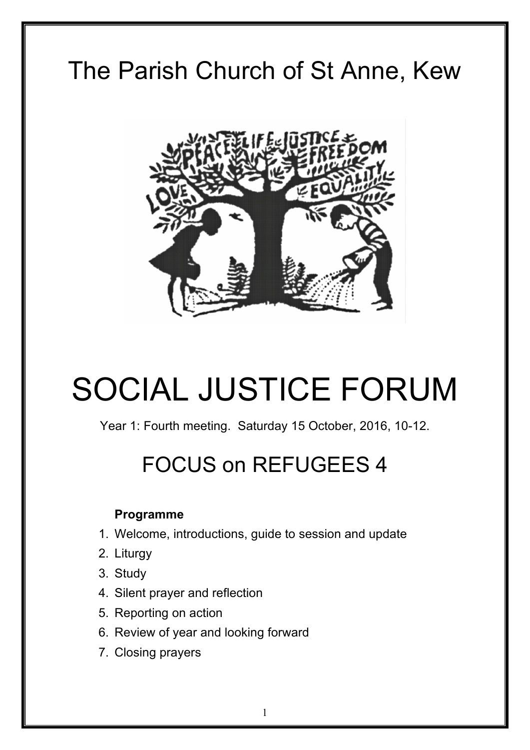# The Parish Church of St Anne, Kew

# SOCIAL JUSTICE FORUM

Year 1: Fourth meeting. Saturday 15 October, 2016, 10-12.

## FOCUS on REFUGEES 4

**Programme**

1. Welcome, introductions, guide to session and update
2. Liturgy
3. Study
4. Silent prayer and reflection
5. Reporting on action
6. Review of year and looking forward
7. Closing prayers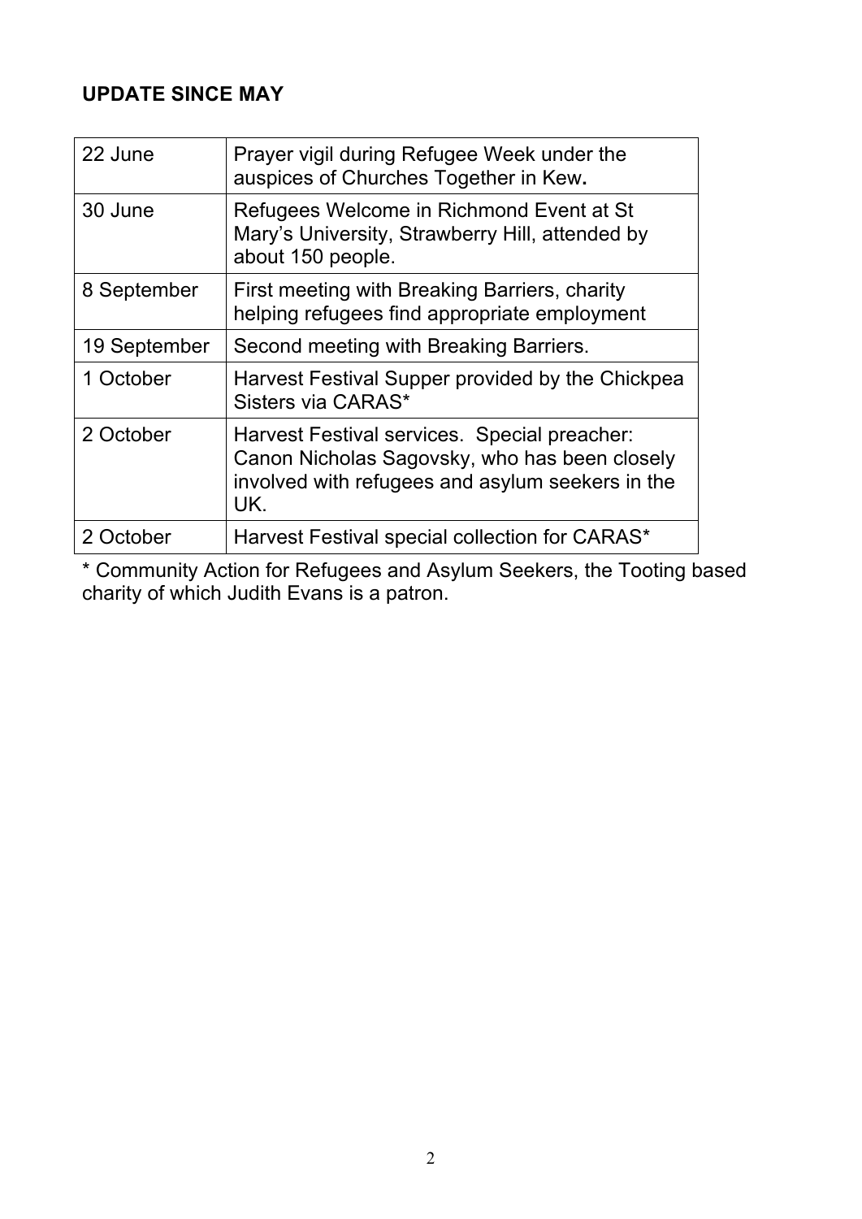## UPDATE SINCE MAY

| | |
|---|---|
| 22 June | Prayer vigil during Refugee Week under the auspices of Churches Together in Kew**.** |
| 30 June | Refugees Welcome in Richmond Event at St Mary's University, Strawberry Hill, attended by about 150 people. |
| 8 September | First meeting with Breaking Barriers, charity helping refugees find appropriate employment |
| 19 September | Second meeting with Breaking Barriers. |
| 1 October | Harvest Festival Supper provided by the Chickpea Sisters via CARAS* |
| 2 October | Harvest Festival services. Special preacher: Canon Nicholas Sagovsky, who has been closely involved with refugees and asylum seekers in the UK. |
| 2 October | Harvest Festival special collection for CARAS* |

\* Community Action for Refugees and Asylum Seekers, the Tooting based charity of which Judith Evans is a patron.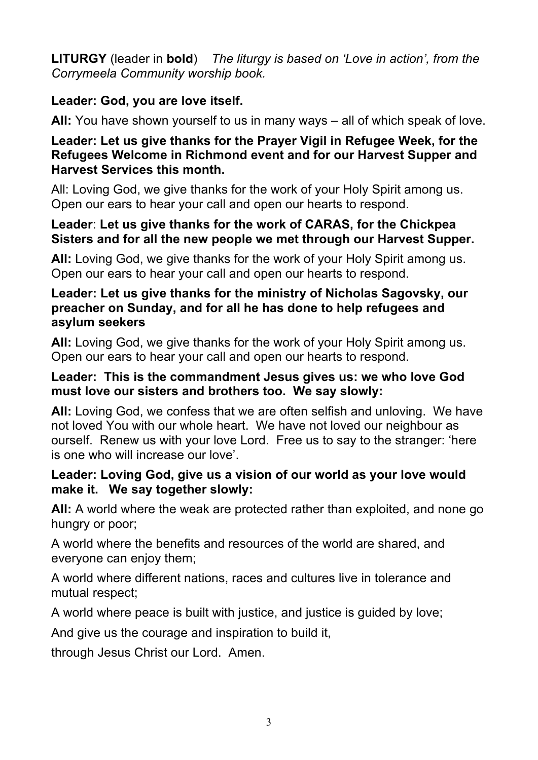**LITURGY** (leader in **bold**) *The liturgy is based on 'Love in action', from the Corrymeela Community worship book.*

**Leader: God, you are love itself.**

**All:** You have shown yourself to us in many ways – all of which speak of love.

**Leader: Let us give thanks for the Prayer Vigil in Refugee Week, for the Refugees Welcome in Richmond event and for our Harvest Supper and Harvest Services this month.**

All: Loving God, we give thanks for the work of your Holy Spirit among us. Open our ears to hear your call and open our hearts to respond.

**Leader**: **Let us give thanks for the work of CARAS, for the Chickpea Sisters and for all the new people we met through our Harvest Supper.**

**All:** Loving God, we give thanks for the work of your Holy Spirit among us. Open our ears to hear your call and open our hearts to respond.

**Leader: Let us give thanks for the ministry of Nicholas Sagovsky, our preacher on Sunday, and for all he has done to help refugees and asylum seekers**

**All:** Loving God, we give thanks for the work of your Holy Spirit among us. Open our ears to hear your call and open our hearts to respond.

**Leader: This is the commandment Jesus gives us: we who love God must love our sisters and brothers too. We say slowly:**

**All:** Loving God, we confess that we are often selfish and unloving. We have not loved You with our whole heart. We have not loved our neighbour as ourself. Renew us with your love Lord. Free us to say to the stranger: 'here is one who will increase our love'.

**Leader: Loving God, give us a vision of our world as your love would make it. We say together slowly:**

**All:** A world where the weak are protected rather than exploited, and none go hungry or poor;

A world where the benefits and resources of the world are shared, and everyone can enjoy them;

A world where different nations, races and cultures live in tolerance and mutual respect;

A world where peace is built with justice, and justice is guided by love;

And give us the courage and inspiration to build it,

through Jesus Christ our Lord. Amen.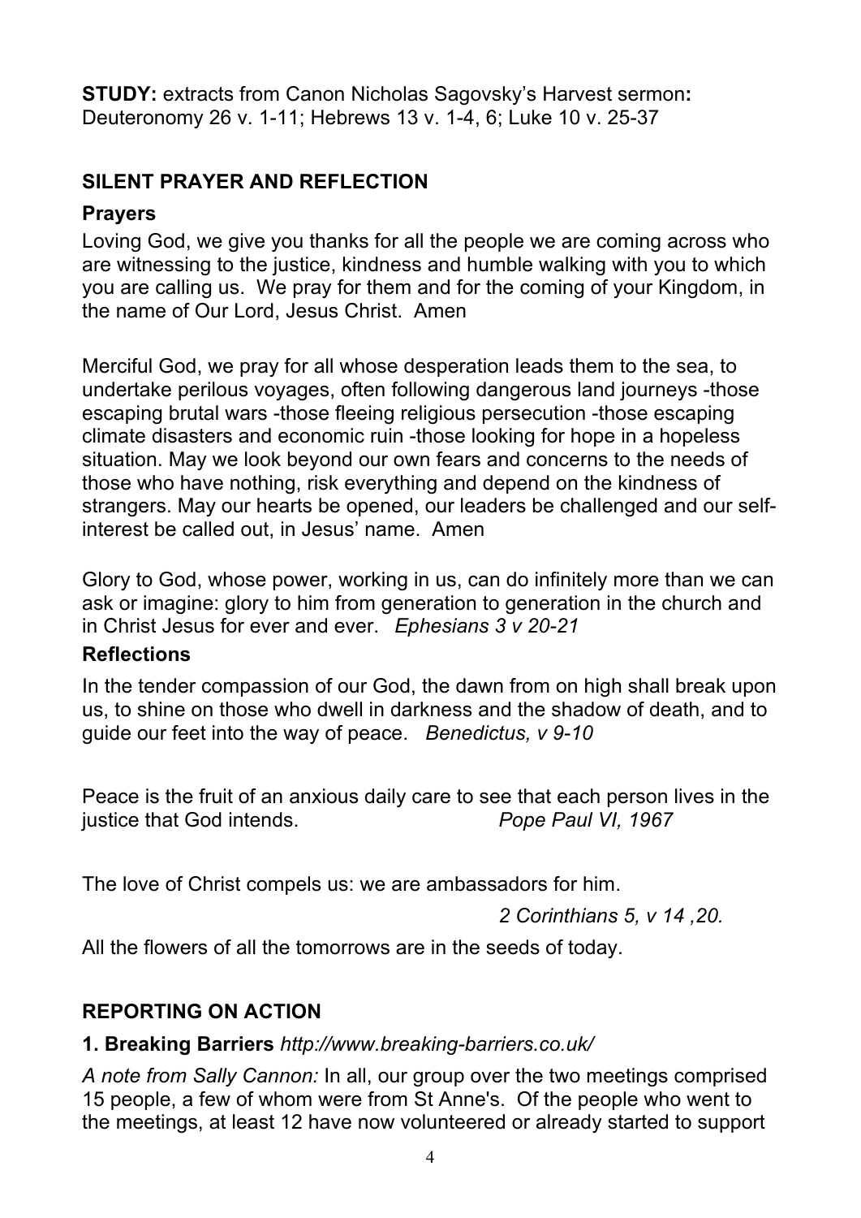**STUDY:** extracts from Canon Nicholas Sagovsky's Harvest sermon**:** Deuteronomy 26 v. 1-11; Hebrews 13 v. 1-4, 6; Luke 10 v. 25-37

## SILENT PRAYER AND REFLECTION

### Prayers

Loving God, we give you thanks for all the people we are coming across who are witnessing to the justice, kindness and humble walking with you to which you are calling us. We pray for them and for the coming of your Kingdom, in the name of Our Lord, Jesus Christ. Amen

Merciful God, we pray for all whose desperation leads them to the sea, to undertake perilous voyages, often following dangerous land journeys -those escaping brutal wars -those fleeing religious persecution -those escaping climate disasters and economic ruin -those looking for hope in a hopeless situation. May we look beyond our own fears and concerns to the needs of those who have nothing, risk everything and depend on the kindness of strangers. May our hearts be opened, our leaders be challenged and our self-interest be called out, in Jesus' name. Amen

Glory to God, whose power, working in us, can do infinitely more than we can ask or imagine: glory to him from generation to generation in the church and in Christ Jesus for ever and ever. *Ephesians 3 v 20-21*

### Reflections

In the tender compassion of our God, the dawn from on high shall break upon us, to shine on those who dwell in darkness and the shadow of death, and to guide our feet into the way of peace. *Benedictus, v 9-10*

Peace is the fruit of an anxious daily care to see that each person lives in the justice that God intends. *Pope Paul VI, 1967*

The love of Christ compels us: we are ambassadors for him.

*2 Corinthians 5, v 14 ,20.*

All the flowers of all the tomorrows are in the seeds of today.

## REPORTING ON ACTION

**1. Breaking Barriers** *http://www.breaking-barriers.co.uk/*

*A note from Sally Cannon:* In all, our group over the two meetings comprised 15 people, a few of whom were from St Anne's. Of the people who went to the meetings, at least 12 have now volunteered or already started to support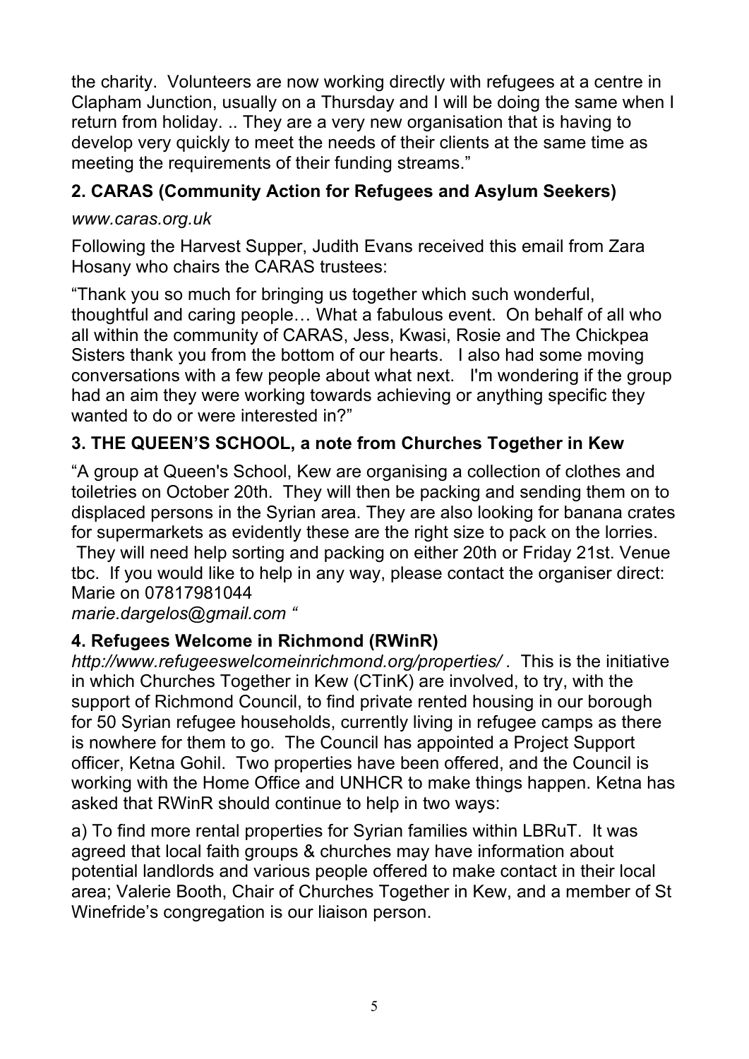the charity. Volunteers are now working directly with refugees at a centre in Clapham Junction, usually on a Thursday and I will be doing the same when I return from holiday. .. They are a very new organisation that is having to develop very quickly to meet the needs of their clients at the same time as meeting the requirements of their funding streams."

**2. CARAS (Community Action for Refugees and Asylum Seekers)**

*www.caras.org.uk*

Following the Harvest Supper, Judith Evans received this email from Zara Hosany who chairs the CARAS trustees:

"Thank you so much for bringing us together which such wonderful, thoughtful and caring people… What a fabulous event. On behalf of all who all within the community of CARAS, Jess, Kwasi, Rosie and The Chickpea Sisters thank you from the bottom of our hearts. I also had some moving conversations with a few people about what next. I'm wondering if the group had an aim they were working towards achieving or anything specific they wanted to do or were interested in?"

**3. THE QUEEN'S SCHOOL, a note from Churches Together in Kew**

"A group at Queen's School, Kew are organising a collection of clothes and toiletries on October 20th. They will then be packing and sending them on to displaced persons in the Syrian area. They are also looking for banana crates for supermarkets as evidently these are the right size to pack on the lorries. They will need help sorting and packing on either 20th or Friday 21st. Venue tbc. If you would like to help in any way, please contact the organiser direct: Marie on 07817981044
*marie.dargelos@gmail.com "*

**4. Refugees Welcome in Richmond (RWinR)**

*http://www.refugeeswelcomeinrichmond.org/properties/ .* This is the initiative in which Churches Together in Kew (CTinK) are involved, to try, with the support of Richmond Council, to find private rented housing in our borough for 50 Syrian refugee households, currently living in refugee camps as there is nowhere for them to go. The Council has appointed a Project Support officer, Ketna Gohil. Two properties have been offered, and the Council is working with the Home Office and UNHCR to make things happen. Ketna has asked that RWinR should continue to help in two ways:

a) To find more rental properties for Syrian families within LBRuT. It was agreed that local faith groups & churches may have information about potential landlords and various people offered to make contact in their local area; Valerie Booth, Chair of Churches Together in Kew, and a member of St Winefride's congregation is our liaison person.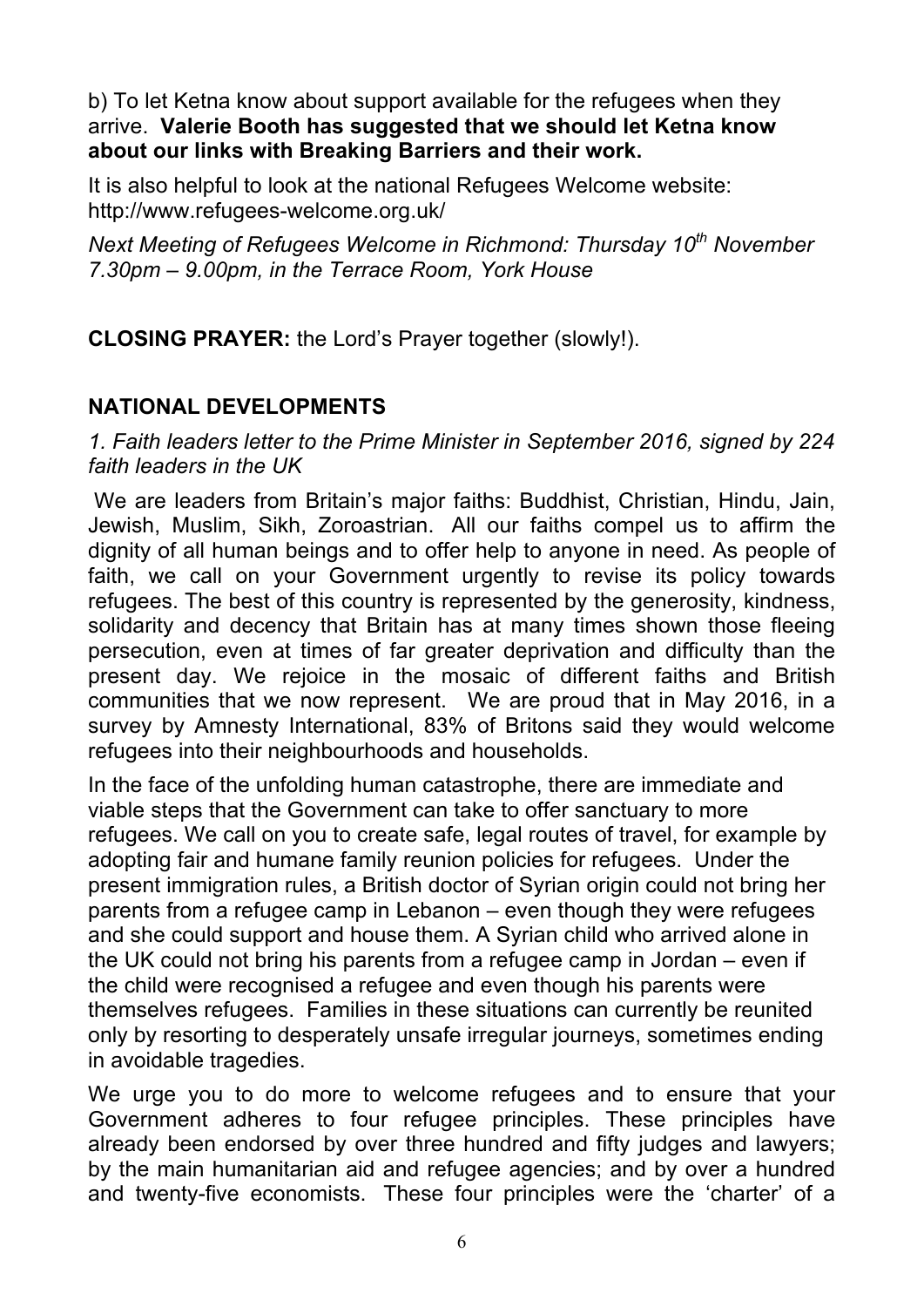b) To let Ketna know about support available for the refugees when they arrive. **Valerie Booth has suggested that we should let Ketna know about our links with Breaking Barriers and their work.**

It is also helpful to look at the national Refugees Welcome website: http://www.refugees-welcome.org.uk/

*Next Meeting of Refugees Welcome in Richmond: Thursday 10th November 7.30pm – 9.00pm, in the Terrace Room, York House*

**CLOSING PRAYER:** the Lord's Prayer together (slowly!).

## NATIONAL DEVELOPMENTS

*1. Faith leaders letter to the Prime Minister in September 2016, signed by 224 faith leaders in the UK*

We are leaders from Britain's major faiths: Buddhist, Christian, Hindu, Jain, Jewish, Muslim, Sikh, Zoroastrian. All our faiths compel us to affirm the dignity of all human beings and to offer help to anyone in need. As people of faith, we call on your Government urgently to revise its policy towards refugees. The best of this country is represented by the generosity, kindness, solidarity and decency that Britain has at many times shown those fleeing persecution, even at times of far greater deprivation and difficulty than the present day. We rejoice in the mosaic of different faiths and British communities that we now represent. We are proud that in May 2016, in a survey by Amnesty International, 83% of Britons said they would welcome refugees into their neighbourhoods and households.

In the face of the unfolding human catastrophe, there are immediate and viable steps that the Government can take to offer sanctuary to more refugees. We call on you to create safe, legal routes of travel, for example by adopting fair and humane family reunion policies for refugees. Under the present immigration rules, a British doctor of Syrian origin could not bring her parents from a refugee camp in Lebanon – even though they were refugees and she could support and house them. A Syrian child who arrived alone in the UK could not bring his parents from a refugee camp in Jordan – even if the child were recognised a refugee and even though his parents were themselves refugees. Families in these situations can currently be reunited only by resorting to desperately unsafe irregular journeys, sometimes ending in avoidable tragedies.

We urge you to do more to welcome refugees and to ensure that your Government adheres to four refugee principles. These principles have already been endorsed by over three hundred and fifty judges and lawyers; by the main humanitarian aid and refugee agencies; and by over a hundred and twenty-five economists. These four principles were the 'charter' of a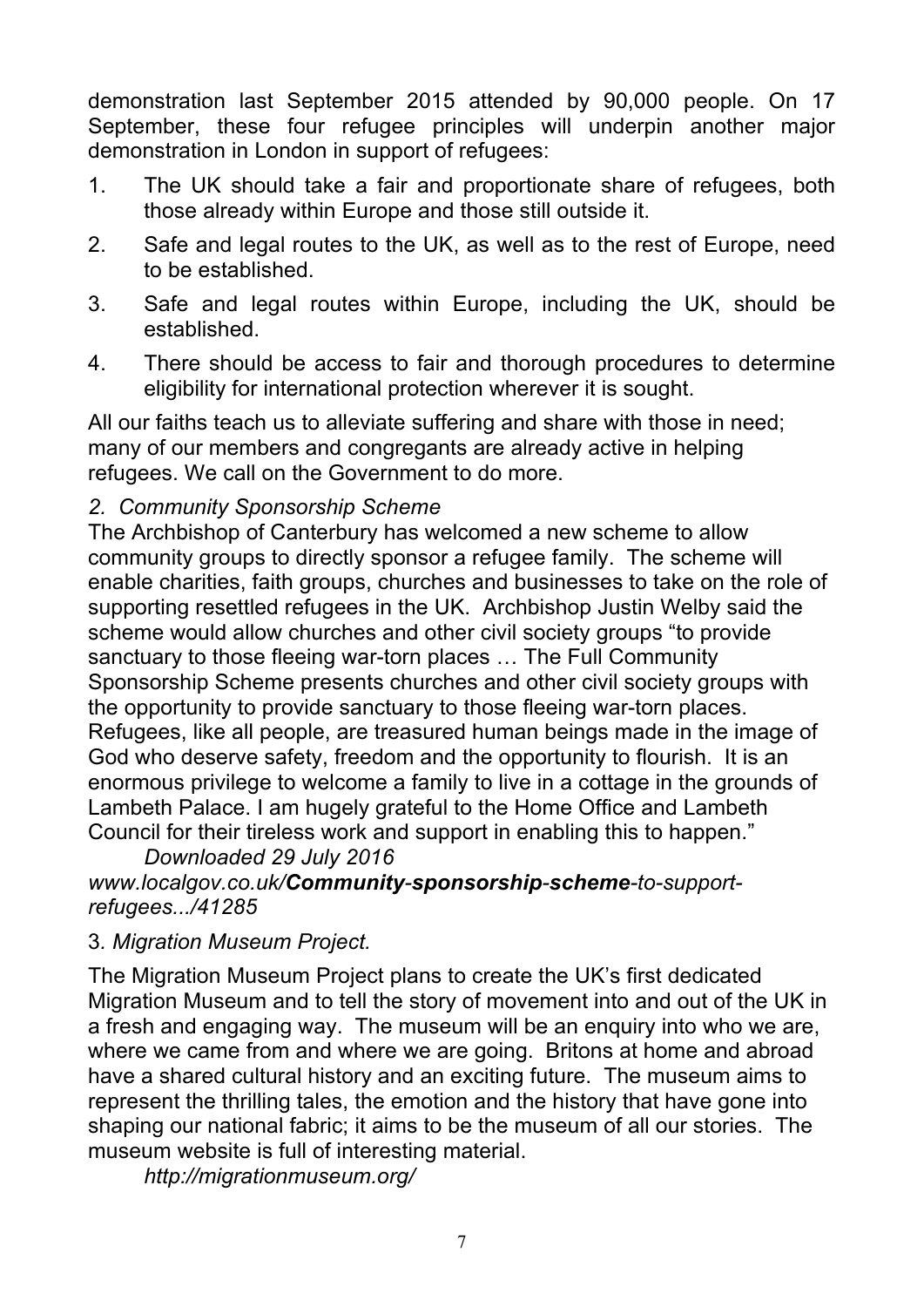demonstration last September 2015 attended by 90,000 people. On 17 September, these four refugee principles will underpin another major demonstration in London in support of refugees:

1. The UK should take a fair and proportionate share of refugees, both those already within Europe and those still outside it.
2. Safe and legal routes to the UK, as well as to the rest of Europe, need to be established.
3. Safe and legal routes within Europe, including the UK, should be established.
4. There should be access to fair and thorough procedures to determine eligibility for international protection wherever it is sought.

All our faiths teach us to alleviate suffering and share with those in need; many of our members and congregants are already active in helping refugees. We call on the Government to do more.

*2. Community Sponsorship Scheme*

The Archbishop of Canterbury has welcomed a new scheme to allow community groups to directly sponsor a refugee family. The scheme will enable charities, faith groups, churches and businesses to take on the role of supporting resettled refugees in the UK. Archbishop Justin Welby said the scheme would allow churches and other civil society groups "to provide sanctuary to those fleeing war-torn places … The Full Community Sponsorship Scheme presents churches and other civil society groups with the opportunity to provide sanctuary to those fleeing war-torn places. Refugees, like all people, are treasured human beings made in the image of God who deserve safety, freedom and the opportunity to flourish. It is an enormous privilege to welcome a family to live in a cottage in the grounds of Lambeth Palace. I am hugely grateful to the Home Office and Lambeth Council for their tireless work and support in enabling this to happen."

*Downloaded 29 July 2016*

*www.localgov.co.uk/**Community-sponsorship-scheme**-to-support-refugees.../41285*

3. *Migration Museum Project.*

The Migration Museum Project plans to create the UK's first dedicated Migration Museum and to tell the story of movement into and out of the UK in a fresh and engaging way. The museum will be an enquiry into who we are, where we came from and where we are going. Britons at home and abroad have a shared cultural history and an exciting future. The museum aims to represent the thrilling tales, the emotion and the history that have gone into shaping our national fabric; it aims to be the museum of all our stories. The museum website is full of interesting material.

*http://migrationmuseum.org/*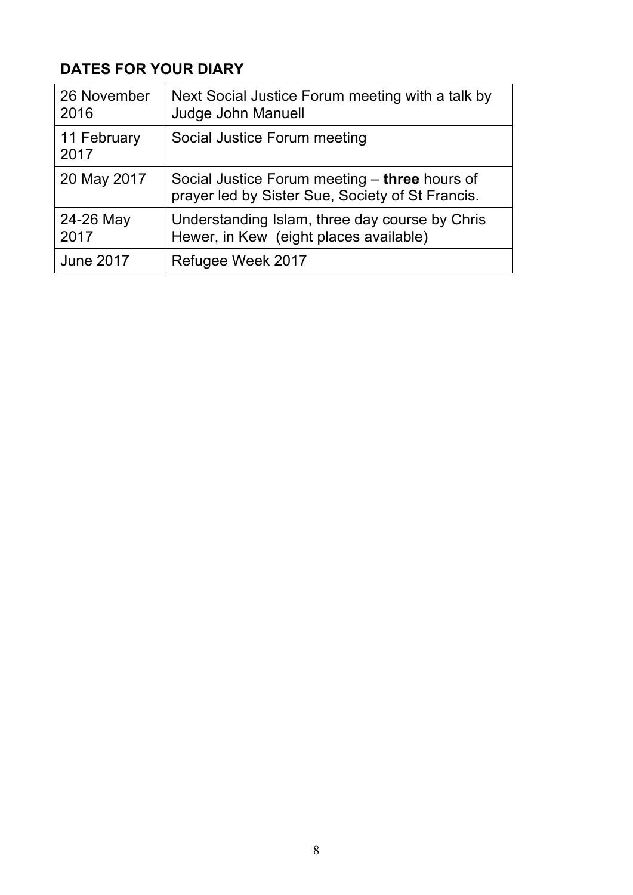## DATES FOR YOUR DIARY

| | |
|---|---|
| 26 November 2016 | Next Social Justice Forum meeting with a talk by Judge John Manuell |
| 11 February 2017 | Social Justice Forum meeting |
| 20 May 2017 | Social Justice Forum meeting – **three** hours of prayer led by Sister Sue, Society of St Francis. |
| 24-26 May 2017 | Understanding Islam, three day course by Chris Hewer, in Kew (eight places available) |
| June 2017 | Refugee Week 2017 |